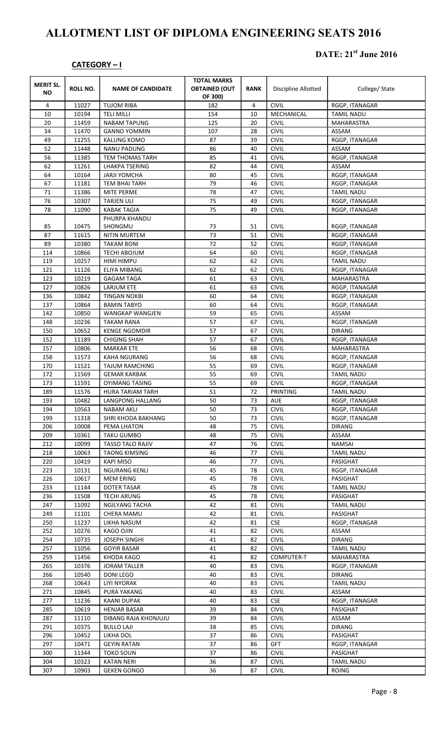# ALLOTMENT LIST OF DIPLOMA ENGINEERING SEATS 2016

**DATE: 21st June 2016**

**CATEGORY – I**

| MERIT SL. NO | ROLL NO. | NAME OF CANDIDATE | TOTAL MARKS OBTAINED (OUT OF 300) | RANK | Discipline Allotted | College/ State |
|---|---|---|---|---|---|---|
| 4 | 11027 | TUJOM RIBA | 182 | 4 | CIVIL | RGGP, ITANAGAR |
| 10 | 10194 | TELI MILLI | 154 | 10 | MECHANICAL | TAMIL NADU |
| 20 | 11459 | NABAM TAPUNG | 125 | 20 | CIVIL | MAHARASTRA |
| 34 | 11470 | GANNO YOMMIN | 107 | 28 | CIVIL | ASSAM |
| 49 | 11255 | KALUNG KOMO | 87 | 39 | CIVIL | RGGP, ITANAGAR |
| 52 | 11448 | NANU PADUNG | 86 | 40 | CIVIL | ASSAM |
| 56 | 11385 | TEM THOMAS TARH | 85 | 41 | CIVIL | RGGP, ITANAGAR |
| 62 | 11261 | LHAKPA TSERING | 82 | 44 | CIVIL | ASSAM |
| 64 | 10164 | JARJI YOMCHA | 80 | 45 | CIVIL | RGGP, ITANAGAR |
| 67 | 11181 | TEM BHAI TARH | 79 | 46 | CIVIL | RGGP, ITANAGAR |
| 71 | 11386 | MITE PERME | 78 | 47 | CIVIL | TAMIL NADU |
| 76 | 10307 | TARJEN ULI | 75 | 49 | CIVIL | RGGP, ITANAGAR |
| 78 | 11090 | KABAK TAGIA | 75 | 49 | CIVIL | RGGP, ITANAGAR |
| 85 | 10475 | PHURPA KHANDU SHONGMU | 73 | 51 | CIVIL | RGGP, ITANAGAR |
| 87 | 11615 | NITIN MURTEM | 73 | 51 | CIVIL | RGGP, ITANAGAR |
| 89 | 10380 | TAKAM BONI | 72 | 52 | CIVIL | RGGP, ITANAGAR |
| 114 | 10866 | TECHI ABOJUM | 64 | 60 | CIVIL | RGGP, ITANAGAR |
| 119 | 10257 | HIMI HIMPU | 62 | 62 | CIVIL | TAMIL NADU |
| 121 | 11126 | ELIYA MIBANG | 62 | 62 | CIVIL | RGGP, ITANAGAR |
| 123 | 10219 | GAGAM TAGA | 61 | 63 | CIVIL | MAHARASTRA |
| 127 | 10826 | LARJUM ETE | 61 | 63 | CIVIL | RGGP, ITANAGAR |
| 136 | 10842 | TINGAN NOKBI | 60 | 64 | CIVIL | RGGP, ITANAGAR |
| 137 | 10864 | BAMIN TABYO | 60 | 64 | CIVIL | RGGP, ITANAGAR |
| 142 | 10850 | WANGKAP WANGJEN | 59 | 65 | CIVIL | ASSAM |
| 148 | 10236 | TAKAM RANA | 57 | 67 | CIVIL | RGGP, ITANAGAR |
| 150 | 10652 | KENGE NGOMDIR | 57 | 67 | CIVIL | DIRANG |
| 152 | 11189 | CHIGING SHAH | 57 | 67 | CIVIL | RGGP, ITANAGAR |
| 157 | 10806 | MARKAR ETE | 56 | 68 | CIVIL | MAHARASTRA |
| 158 | 11573 | KAHA NGURANG | 56 | 68 | CIVIL | RGGP, ITANAGAR |
| 170 | 11521 | TAJUM RAMCHING | 55 | 69 | CIVIL | RGGP, ITANAGAR |
| 172 | 11569 | GEMAR KARBAK | 55 | 69 | CIVIL | TAMIL NADU |
| 173 | 11591 | OYIMANG TASING | 55 | 69 | CIVIL | RGGP, ITANAGAR |
| 189 | 11576 | HURA TARIAM TARH | 51 | 72 | PRINTING | TAMIL NADU |
| 193 | 10482 | LANGPONG HALLANG | 50 | 73 | AUE | RGGP, ITANAGAR |
| 194 | 10563 | NABAM AKLI | 50 | 73 | CIVIL | RGGP, ITANAGAR |
| 199 | 11318 | SHRI KHODA BAKHANG | 50 | 73 | CIVIL | RGGP, ITANAGAR |
| 206 | 10008 | PEMA LHATON | 48 | 75 | CIVIL | DIRANG |
| 209 | 10361 | TAKU GUMBO | 48 | 75 | CIVIL | ASSAM |
| 212 | 10099 | TASSO TALO RAJIV | 47 | 76 | CIVIL | NAMSAI |
| 218 | 10063 | TAONG KIMSING | 46 | 77 | CIVIL | TAMIL NADU |
| 220 | 10419 | KAPI MISO | 46 | 77 | CIVIL | PASIGHAT |
| 223 | 10131 | NGURANG KENLI | 45 | 78 | CIVIL | RGGP, ITANAGAR |
| 226 | 10617 | MEM ERING | 45 | 78 | CIVIL | PASIGHAT |
| 233 | 11144 | DOTER TASAR | 45 | 78 | CIVIL | TAMIL NADU |
| 236 | 11508 | TECHI ARUNG | 45 | 78 | CIVIL | PASIGHAT |
| 247 | 11092 | NGILYANG TACHA | 42 | 81 | CIVIL | TAMIL NADU |
| 249 | 11101 | CHERA MAMU | 42 | 81 | CIVIL | PASIGHAT |
| 250 | 11237 | LIKHA NASUM | 42 | 81 | CSE | RGGP, ITANAGAR |
| 252 | 10276 | KAGO OJIN | 41 | 82 | CIVIL | ASSAM |
| 254 | 10735 | JOSEPH SINGHI | 41 | 82 | CIVIL | DIRANG |
| 257 | 11056 | GOYIR BASAR | 41 | 82 | CIVIL | TAMIL NADU |
| 259 | 11456 | KHODA KAGO | 41 | 82 | COMPUTER-T | MAHARASTRA |
| 265 | 10376 | JORAM TALLER | 40 | 83 | CIVIL | RGGP, ITANAGAR |
| 266 | 10540 | DONI LEGO | 40 | 83 | CIVIL | DIRANG |
| 268 | 10643 | LIYI NYORAK | 40 | 83 | CIVIL | TAMIL NADU |
| 271 | 10845 | PURA YAKANG | 40 | 83 | CIVIL | ASSAM |
| 277 | 11236 | KAANI DUPAK | 40 | 83 | CSE | RGGP, ITANAGAR |
| 285 | 10619 | HENJAR BASAR | 39 | 84 | CIVIL | PASIGHAT |
| 287 | 11110 | DIBANG RAJA KHONJUJU | 39 | 84 | CIVIL | ASSAM |
| 291 | 10375 | BULLO LAJI | 38 | 85 | CIVIL | DIRANG |
| 296 | 10452 | LIKHA DOL | 37 | 86 | CIVIL | PASIGHAT |
| 297 | 10471 | GEYIN RATAN | 37 | 86 | GFT | RGGP, ITANAGAR |
| 300 | 11344 | TOKO SOUN | 37 | 86 | CIVIL | PASIGHAT |
| 304 | 10323 | KATAN NERI | 36 | 87 | CIVIL | TAMIL NADU |
| 307 | 10903 | GEKEN GONGO | 36 | 87 | CIVIL | ROING |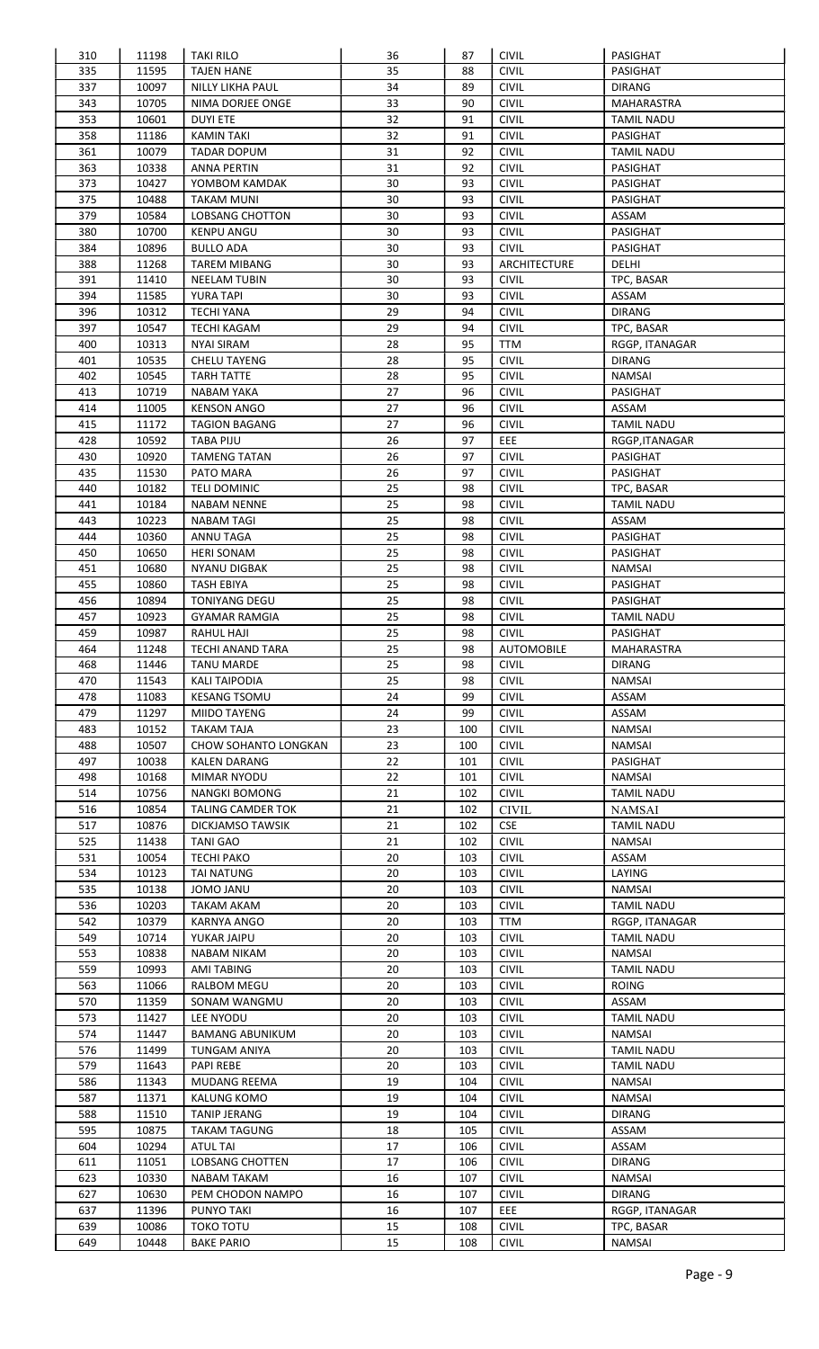| 310 | 11198 | TAKI RILO | 36 | 87 | CIVIL | PASIGHAT |
|---|---|---|---|---|---|---|
| 335 | 11595 | TAJEN HANE | 35 | 88 | CIVIL | PASIGHAT |
| 337 | 10097 | NILLY LIKHA PAUL | 34 | 89 | CIVIL | DIRANG |
| 343 | 10705 | NIMA DORJEE ONGE | 33 | 90 | CIVIL | MAHARASTRA |
| 353 | 10601 | DUYI ETE | 32 | 91 | CIVIL | TAMIL NADU |
| 358 | 11186 | KAMIN TAKI | 32 | 91 | CIVIL | PASIGHAT |
| 361 | 10079 | TADAR DOPUM | 31 | 92 | CIVIL | TAMIL NADU |
| 363 | 10338 | ANNA PERTIN | 31 | 92 | CIVIL | PASIGHAT |
| 373 | 10427 | YOMBOM KAMDAK | 30 | 93 | CIVIL | PASIGHAT |
| 375 | 10488 | TAKAM MUNI | 30 | 93 | CIVIL | PASIGHAT |
| 379 | 10584 | LOBSANG CHOTTON | 30 | 93 | CIVIL | ASSAM |
| 380 | 10700 | KENPU ANGU | 30 | 93 | CIVIL | PASIGHAT |
| 384 | 10896 | BULLO ADA | 30 | 93 | CIVIL | PASIGHAT |
| 388 | 11268 | TAREM MIBANG | 30 | 93 | ARCHITECTURE | DELHI |
| 391 | 11410 | NEELAM TUBIN | 30 | 93 | CIVIL | TPC, BASAR |
| 394 | 11585 | YURA TAPI | 30 | 93 | CIVIL | ASSAM |
| 396 | 10312 | TECHI YANA | 29 | 94 | CIVIL | DIRANG |
| 397 | 10547 | TECHI KAGAM | 29 | 94 | CIVIL | TPC, BASAR |
| 400 | 10313 | NYAI SIRAM | 28 | 95 | TTM | RGGP, ITANAGAR |
| 401 | 10535 | CHELU TAYENG | 28 | 95 | CIVIL | DIRANG |
| 402 | 10545 | TARH TATTE | 28 | 95 | CIVIL | NAMSAI |
| 413 | 10719 | NABAM YAKA | 27 | 96 | CIVIL | PASIGHAT |
| 414 | 11005 | KENSON ANGO | 27 | 96 | CIVIL | ASSAM |
| 415 | 11172 | TAGION BAGANG | 27 | 96 | CIVIL | TAMIL NADU |
| 428 | 10592 | TABA PIJU | 26 | 97 | EEE | RGGP,ITANAGAR |
| 430 | 10920 | TAMENG TATAN | 26 | 97 | CIVIL | PASIGHAT |
| 435 | 11530 | PATO MARA | 26 | 97 | CIVIL | PASIGHAT |
| 440 | 10182 | TELI DOMINIC | 25 | 98 | CIVIL | TPC, BASAR |
| 441 | 10184 | NABAM NENNE | 25 | 98 | CIVIL | TAMIL NADU |
| 443 | 10223 | NABAM TAGI | 25 | 98 | CIVIL | ASSAM |
| 444 | 10360 | ANNU TAGA | 25 | 98 | CIVIL | PASIGHAT |
| 450 | 10650 | HERI SONAM | 25 | 98 | CIVIL | PASIGHAT |
| 451 | 10680 | NYANU DIGBAK | 25 | 98 | CIVIL | NAMSAI |
| 455 | 10860 | TASH EBIYA | 25 | 98 | CIVIL | PASIGHAT |
| 456 | 10894 | TONIYANG DEGU | 25 | 98 | CIVIL | PASIGHAT |
| 457 | 10923 | GYAMAR RAMGIA | 25 | 98 | CIVIL | TAMIL NADU |
| 459 | 10987 | RAHUL HAJI | 25 | 98 | CIVIL | PASIGHAT |
| 464 | 11248 | TECHI ANAND TARA | 25 | 98 | AUTOMOBILE | MAHARASTRA |
| 468 | 11446 | TANU MARDE | 25 | 98 | CIVIL | DIRANG |
| 470 | 11543 | KALI TAIPODIA | 25 | 98 | CIVIL | NAMSAI |
| 478 | 11083 | KESANG TSOMU | 24 | 99 | CIVIL | ASSAM |
| 479 | 11297 | MIIDO TAYENG | 24 | 99 | CIVIL | ASSAM |
| 483 | 10152 | TAKAM TAJA | 23 | 100 | CIVIL | NAMSAI |
| 488 | 10507 | CHOW SOHANTO LONGKAN | 23 | 100 | CIVIL | NAMSAI |
| 497 | 10038 | KALEN DARANG | 22 | 101 | CIVIL | PASIGHAT |
| 498 | 10168 | MIMAR NYODU | 22 | 101 | CIVIL | NAMSAI |
| 514 | 10756 | NANGKI BOMONG | 21 | 102 | CIVIL | TAMIL NADU |
| 516 | 10854 | TALING CAMDER TOK | 21 | 102 | CIVIL | NAMSAI |
| 517 | 10876 | DICKJAMSO TAWSIK | 21 | 102 | CSE | TAMIL NADU |
| 525 | 11438 | TANI GAO | 21 | 102 | CIVIL | NAMSAI |
| 531 | 10054 | TECHI PAKO | 20 | 103 | CIVIL | ASSAM |
| 534 | 10123 | TAI NATUNG | 20 | 103 | CIVIL | LAYING |
| 535 | 10138 | JOMO JANU | 20 | 103 | CIVIL | NAMSAI |
| 536 | 10203 | TAKAM AKAM | 20 | 103 | CIVIL | TAMIL NADU |
| 542 | 10379 | KARNYA ANGO | 20 | 103 | TTM | RGGP, ITANAGAR |
| 549 | 10714 | YUKAR JAIPU | 20 | 103 | CIVIL | TAMIL NADU |
| 553 | 10838 | NABAM NIKAM | 20 | 103 | CIVIL | NAMSAI |
| 559 | 10993 | AMI TABING | 20 | 103 | CIVIL | TAMIL NADU |
| 563 | 11066 | RALBOM MEGU | 20 | 103 | CIVIL | ROING |
| 570 | 11359 | SONAM WANGMU | 20 | 103 | CIVIL | ASSAM |
| 573 | 11427 | LEE NYODU | 20 | 103 | CIVIL | TAMIL NADU |
| 574 | 11447 | BAMANG ABUNIKUM | 20 | 103 | CIVIL | NAMSAI |
| 576 | 11499 | TUNGAM ANIYA | 20 | 103 | CIVIL | TAMIL NADU |
| 579 | 11643 | PAPI REBE | 20 | 103 | CIVIL | TAMIL NADU |
| 586 | 11343 | MUDANG REEMA | 19 | 104 | CIVIL | NAMSAI |
| 587 | 11371 | KALUNG KOMO | 19 | 104 | CIVIL | NAMSAI |
| 588 | 11510 | TANIP JERANG | 19 | 104 | CIVIL | DIRANG |
| 595 | 10875 | TAKAM TAGUNG | 18 | 105 | CIVIL | ASSAM |
| 604 | 10294 | ATUL TAI | 17 | 106 | CIVIL | ASSAM |
| 611 | 11051 | LOBSANG CHOTTEN | 17 | 106 | CIVIL | DIRANG |
| 623 | 10330 | NABAM TAKAM | 16 | 107 | CIVIL | NAMSAI |
| 627 | 10630 | PEM CHODON NAMPO | 16 | 107 | CIVIL | DIRANG |
| 637 | 11396 | PUNYO TAKI | 16 | 107 | EEE | RGGP, ITANAGAR |
| 639 | 10086 | TOKO TOTU | 15 | 108 | CIVIL | TPC, BASAR |
| 649 | 10448 | BAKE PARIO | 15 | 108 | CIVIL | NAMSAI |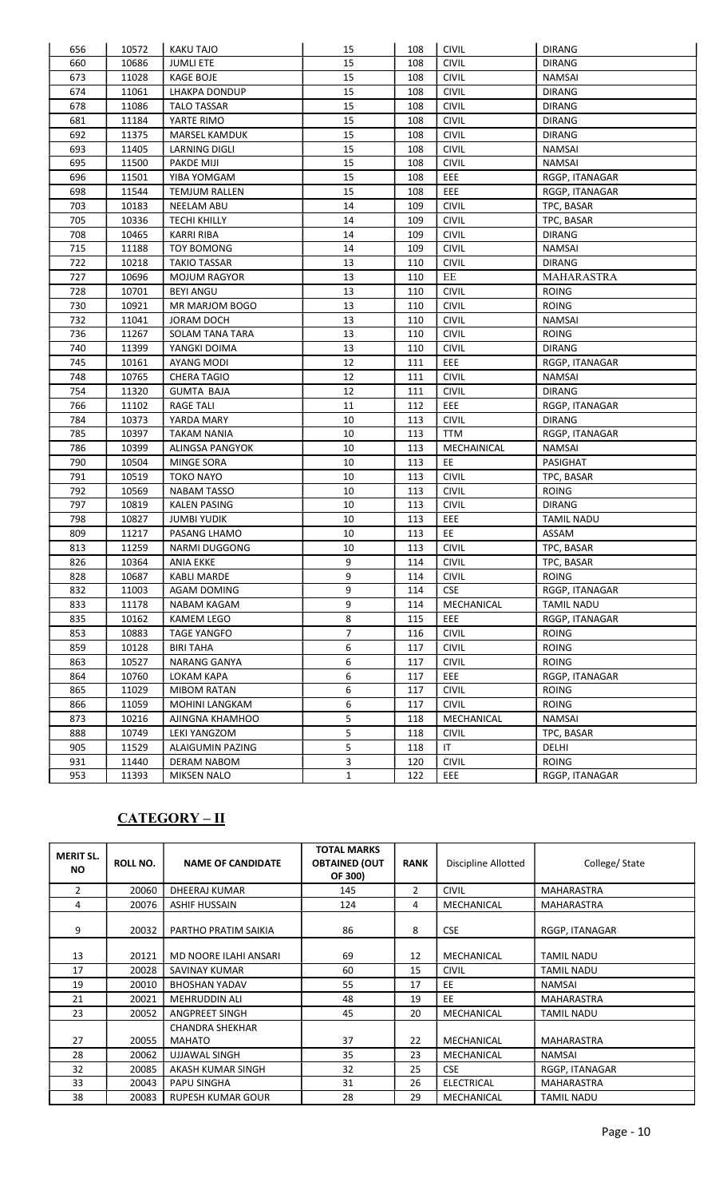| 656 | 10572 | KAKU TAJO | 15 | 108 | CIVIL | DIRANG |
|---|---|---|---|---|---|---|
| 660 | 10686 | JUMLI ETE | 15 | 108 | CIVIL | DIRANG |
| 673 | 11028 | KAGE BOJE | 15 | 108 | CIVIL | NAMSAI |
| 674 | 11061 | LHAKPA DONDUP | 15 | 108 | CIVIL | DIRANG |
| 678 | 11086 | TALO TASSAR | 15 | 108 | CIVIL | DIRANG |
| 681 | 11184 | YARTE RIMO | 15 | 108 | CIVIL | DIRANG |
| 692 | 11375 | MARSEL KAMDUK | 15 | 108 | CIVIL | DIRANG |
| 693 | 11405 | LARNING DIGLI | 15 | 108 | CIVIL | NAMSAI |
| 695 | 11500 | PAKDE MIJI | 15 | 108 | CIVIL | NAMSAI |
| 696 | 11501 | YIBA YOMGAM | 15 | 108 | EEE | RGGP, ITANAGAR |
| 698 | 11544 | TEMJUM RALLEN | 15 | 108 | EEE | RGGP, ITANAGAR |
| 703 | 10183 | NEELAM ABU | 14 | 109 | CIVIL | TPC, BASAR |
| 705 | 10336 | TECHI KHILLY | 14 | 109 | CIVIL | TPC, BASAR |
| 708 | 10465 | KARRI RIBA | 14 | 109 | CIVIL | DIRANG |
| 715 | 11188 | TOY BOMONG | 14 | 109 | CIVIL | NAMSAI |
| 722 | 10218 | TAKIO TASSAR | 13 | 110 | CIVIL | DIRANG |
| 727 | 10696 | MOJUM RAGYOR | 13 | 110 | EE | MAHARASTRA |
| 728 | 10701 | BEYI ANGU | 13 | 110 | CIVIL | ROING |
| 730 | 10921 | MR MARJOM BOGO | 13 | 110 | CIVIL | ROING |
| 732 | 11041 | JORAM DOCH | 13 | 110 | CIVIL | NAMSAI |
| 736 | 11267 | SOLAM TANA TARA | 13 | 110 | CIVIL | ROING |
| 740 | 11399 | YANGKI DOIMA | 13 | 110 | CIVIL | DIRANG |
| 745 | 10161 | AYANG MODI | 12 | 111 | EEE | RGGP, ITANAGAR |
| 748 | 10765 | CHERA TAGIO | 12 | 111 | CIVIL | NAMSAI |
| 754 | 11320 | GUMTA BAJA | 12 | 111 | CIVIL | DIRANG |
| 766 | 11102 | RAGE TALI | 11 | 112 | EEE | RGGP, ITANAGAR |
| 784 | 10373 | YARDA MARY | 10 | 113 | CIVIL | DIRANG |
| 785 | 10397 | TAKAM NANIA | 10 | 113 | TTM | RGGP, ITANAGAR |
| 786 | 10399 | ALINGSA PANGYOK | 10 | 113 | MECHAINICAL | NAMSAI |
| 790 | 10504 | MINGE SORA | 10 | 113 | EE | PASIGHAT |
| 791 | 10519 | TOKO NAYO | 10 | 113 | CIVIL | TPC, BASAR |
| 792 | 10569 | NABAM TASSO | 10 | 113 | CIVIL | ROING |
| 797 | 10819 | KALEN PASING | 10 | 113 | CIVIL | DIRANG |
| 798 | 10827 | JUMBI YUDIK | 10 | 113 | EEE | TAMIL NADU |
| 809 | 11217 | PASANG LHAMO | 10 | 113 | EE | ASSAM |
| 813 | 11259 | NARMI DUGGONG | 10 | 113 | CIVIL | TPC, BASAR |
| 826 | 10364 | ANIA EKKE | 9 | 114 | CIVIL | TPC, BASAR |
| 828 | 10687 | KABLI MARDE | 9 | 114 | CIVIL | ROING |
| 832 | 11003 | AGAM DOMING | 9 | 114 | CSE | RGGP, ITANAGAR |
| 833 | 11178 | NABAM KAGAM | 9 | 114 | MECHANICAL | TAMIL NADU |
| 835 | 10162 | KAMEM LEGO | 8 | 115 | EEE | RGGP, ITANAGAR |
| 853 | 10883 | TAGE YANGFO | 7 | 116 | CIVIL | ROING |
| 859 | 10128 | BIRI TAHA | 6 | 117 | CIVIL | ROING |
| 863 | 10527 | NARANG GANYA | 6 | 117 | CIVIL | ROING |
| 864 | 10760 | LOKAM KAPA | 6 | 117 | EEE | RGGP, ITANAGAR |
| 865 | 11029 | MIBOM RATAN | 6 | 117 | CIVIL | ROING |
| 866 | 11059 | MOHINI LANGKAM | 6 | 117 | CIVIL | ROING |
| 873 | 10216 | AJINGNA KHAMHOO | 5 | 118 | MECHANICAL | NAMSAI |
| 888 | 10749 | LEKI YANGZOM | 5 | 118 | CIVIL | TPC, BASAR |
| 905 | 11529 | ALAIGUMIN PAZING | 5 | 118 | IT | DELHI |
| 931 | 11440 | DERAM NABOM | 3 | 120 | CIVIL | ROING |
| 953 | 11393 | MIKSEN NALO | 1 | 122 | EEE | RGGP, ITANAGAR |

## CATEGORY – II

| MERIT SL. NO | ROLL NO. | NAME OF CANDIDATE | TOTAL MARKS OBTAINED (OUT OF 300) | RANK | Discipline Allotted | College/ State |
|---|---|---|---|---|---|---|
| 2 | 20060 | DHEERAJ KUMAR | 145 | 2 | CIVIL | MAHARASTRA |
| 4 | 20076 | ASHIF HUSSAIN | 124 | 4 | MECHANICAL | MAHARASTRA |
| 9 | 20032 | PARTHO PRATIM SAIKIA | 86 | 8 | CSE | RGGP, ITANAGAR |
| 13 | 20121 | MD NOORE ILAHI ANSARI | 69 | 12 | MECHANICAL | TAMIL NADU |
| 17 | 20028 | SAVINAY KUMAR | 60 | 15 | CIVIL | TAMIL NADU |
| 19 | 20010 | BHOSHAN YADAV | 55 | 17 | EE | NAMSAI |
| 21 | 20021 | MEHRUDDIN ALI | 48 | 19 | EE | MAHARASTRA |
| 23 | 20052 | ANGPREET SINGH | 45 | 20 | MECHANICAL | TAMIL NADU |
| 27 | 20055 | CHANDRA SHEKHAR MAHATO | 37 | 22 | MECHANICAL | MAHARASTRA |
| 28 | 20062 | UJJAWAL SINGH | 35 | 23 | MECHANICAL | NAMSAI |
| 32 | 20085 | AKASH KUMAR SINGH | 32 | 25 | CSE | RGGP, ITANAGAR |
| 33 | 20043 | PAPU SINGHA | 31 | 26 | ELECTRICAL | MAHARASTRA |
| 38 | 20083 | RUPESH KUMAR GOUR | 28 | 29 | MECHANICAL | TAMIL NADU |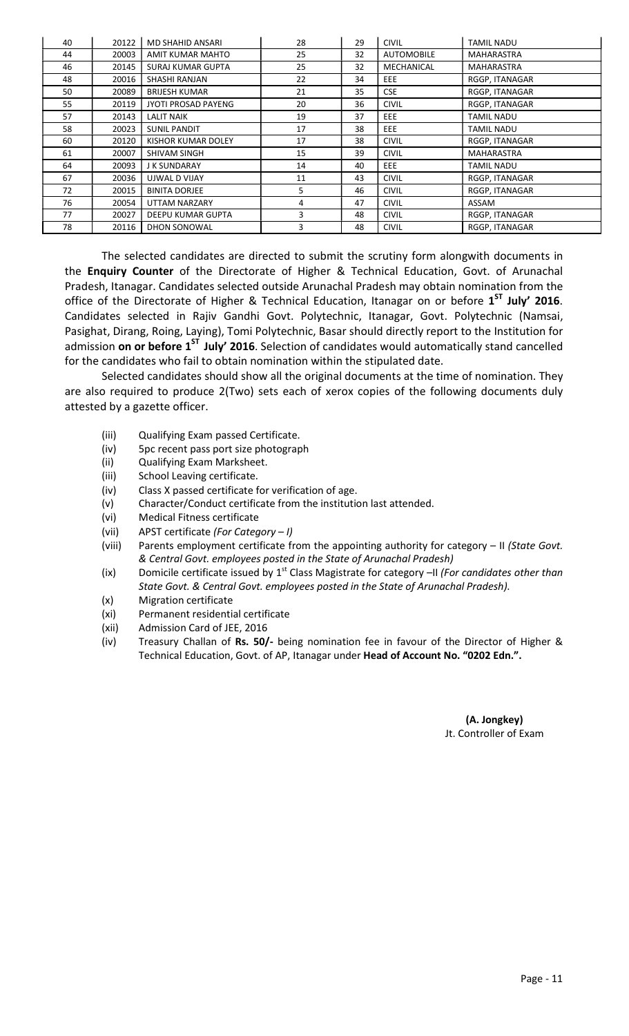| | | | | | | |
|---|---|---|---|---|---|---|
| 40 | 20122 | MD SHAHID ANSARI | 28 | 29 | CIVIL | TAMIL NADU |
| 44 | 20003 | AMIT KUMAR MAHTO | 25 | 32 | AUTOMOBILE | MAHARASTRA |
| 46 | 20145 | SURAJ KUMAR GUPTA | 25 | 32 | MECHANICAL | MAHARASTRA |
| 48 | 20016 | SHASHI RANJAN | 22 | 34 | EEE | RGGP, ITANAGAR |
| 50 | 20089 | BRIJESH KUMAR | 21 | 35 | CSE | RGGP, ITANAGAR |
| 55 | 20119 | JYOTI PROSAD PAYENG | 20 | 36 | CIVIL | RGGP, ITANAGAR |
| 57 | 20143 | LALIT NAIK | 19 | 37 | EEE | TAMIL NADU |
| 58 | 20023 | SUNIL PANDIT | 17 | 38 | EEE | TAMIL NADU |
| 60 | 20120 | KISHOR KUMAR DOLEY | 17 | 38 | CIVIL | RGGP, ITANAGAR |
| 61 | 20007 | SHIVAM SINGH | 15 | 39 | CIVIL | MAHARASTRA |
| 64 | 20093 | J K SUNDARAY | 14 | 40 | EEE | TAMIL NADU |
| 67 | 20036 | UJWAL D VIJAY | 11 | 43 | CIVIL | RGGP, ITANAGAR |
| 72 | 20015 | BINITA DORJEE | 5 | 46 | CIVIL | RGGP, ITANAGAR |
| 76 | 20054 | UTTAM NARZARY | 4 | 47 | CIVIL | ASSAM |
| 77 | 20027 | DEEPU KUMAR GUPTA | 3 | 48 | CIVIL | RGGP, ITANAGAR |
| 78 | 20116 | DHON SONOWAL | 3 | 48 | CIVIL | RGGP, ITANAGAR |

The selected candidates are directed to submit the scrutiny form alongwith documents in the **Enquiry Counter** of the Directorate of Higher & Technical Education, Govt. of Arunachal Pradesh, Itanagar. Candidates selected outside Arunachal Pradesh may obtain nomination from the office of the Directorate of Higher & Technical Education, Itanagar on or before **1ST July' 2016**. Candidates selected in Rajiv Gandhi Govt. Polytechnic, Itanagar, Govt. Polytechnic (Namsai, Pasighat, Dirang, Roing, Laying), Tomi Polytechnic, Basar should directly report to the Institution for admission **on or before 1ST July' 2016**. Selection of candidates would automatically stand cancelled for the candidates who fail to obtain nomination within the stipulated date.

Selected candidates should show all the original documents at the time of nomination. They are also required to produce 2(Two) sets each of xerox copies of the following documents duly attested by a gazette officer.

(iii) Qualifying Exam passed Certificate.
(iv) 5pc recent pass port size photograph
(ii) Qualifying Exam Marksheet.
(iii) School Leaving certificate.
(iv) Class X passed certificate for verification of age.
(v) Character/Conduct certificate from the institution last attended.
(vi) Medical Fitness certificate
(vii) APST certificate *(For Category – I)*
(viii) Parents employment certificate from the appointing authority for category – II *(State Govt. & Central Govt. employees posted in the State of Arunachal Pradesh)*
(ix) Domicile certificate issued by 1st Class Magistrate for category –II *(For candidates other than State Govt. & Central Govt. employees posted in the State of Arunachal Pradesh).*
(x) Migration certificate
(xi) Permanent residential certificate
(xii) Admission Card of JEE, 2016
(iv) Treasury Challan of **Rs. 50/-** being nomination fee in favour of the Director of Higher & Technical Education, Govt. of AP, Itanagar under **Head of Account No. "0202 Edn.".**

**(A. Jongkey)**
Jt. Controller of Exam